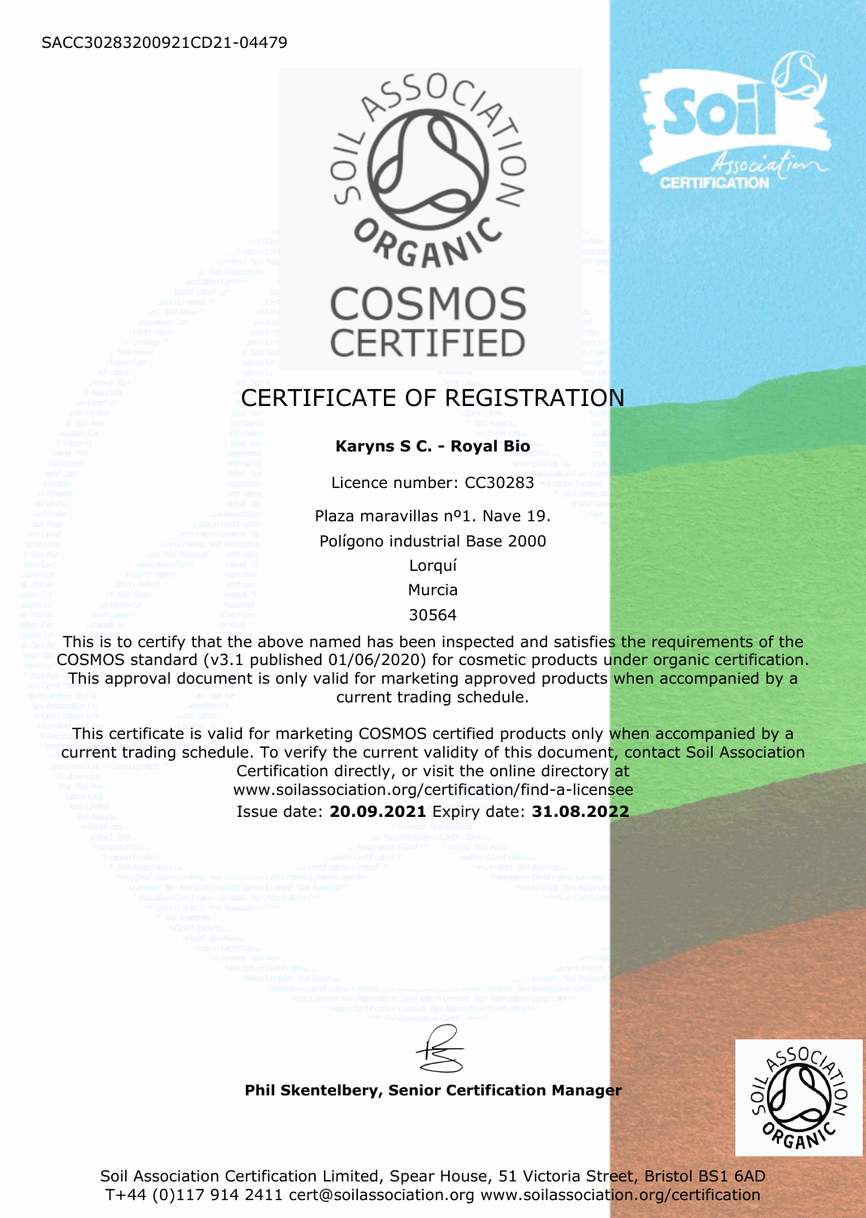SACC30283200921CD21-04479

SOIL ASSOCIATION ORGANIC

COSMOS CERTIFIED

Soil Association CERTIFICATION

# CERTIFICATE OF REGISTRATION

**Karyns S C. - Royal Bio**

Licence number: CC30283

Plaza maravillas nº1. Nave 19.
Polígono industrial Base 2000
Lorquí
Murcia
30564

This is to certify that the above named has been inspected and satisfies the requirements of the COSMOS standard (v3.1 published 01/06/2020) for cosmetic products under organic certification. This approval document is only valid for marketing approved products when accompanied by a current trading schedule.

This certificate is valid for marketing COSMOS certified products only when accompanied by a current trading schedule. To verify the current validity of this document, contact Soil Association Certification directly, or visit the online directory at www.soilassociation.org/certification/find-a-licensee

Issue date: **20.09.2021** Expiry date: **31.08.2022**

**Phil Skentelbery, Senior Certification Manager**

SOIL ASSOCIATION ORGANIC

Soil Association Certification Limited, Spear House, 51 Victoria Street, Bristol BS1 6AD
T+44 (0)117 914 2411 cert@soilassociation.org www.soilassociation.org/certification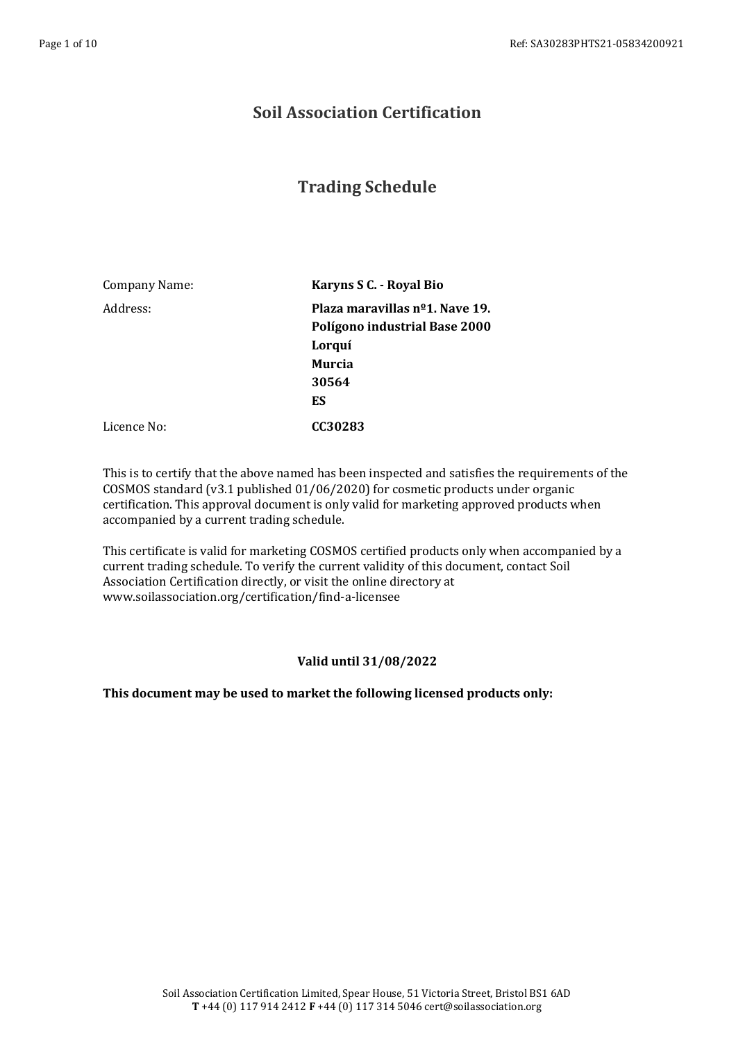# Soil Association Certification

## Trading Schedule

| | |
|---|---|
| Company Name: | **Karyns S C. - Royal Bio** |
| Address: | **Plaza maravillas nº1. Nave 19.**<br>**Polígono industrial Base 2000**<br>**Lorquí**<br>**Murcia**<br>**30564**<br>**ES** |
| Licence No: | **CC30283** |

This is to certify that the above named has been inspected and satisfies the requirements of the COSMOS standard (v3.1 published 01/06/2020) for cosmetic products under organic certification. This approval document is only valid for marketing approved products when accompanied by a current trading schedule.

This certificate is valid for marketing COSMOS certified products only when accompanied by a current trading schedule. To verify the current validity of this document, contact Soil Association Certification directly, or visit the online directory at www.soilassociation.org/certification/find-a-licensee

**Valid until 31/08/2022**

**This document may be used to market the following licensed products only:**

Soil Association Certification Limited, Spear House, 51 Victoria Street, Bristol BS1 6AD
**T** +44 (0) 117 914 2412 **F** +44 (0) 117 314 5046 cert@soilassociation.org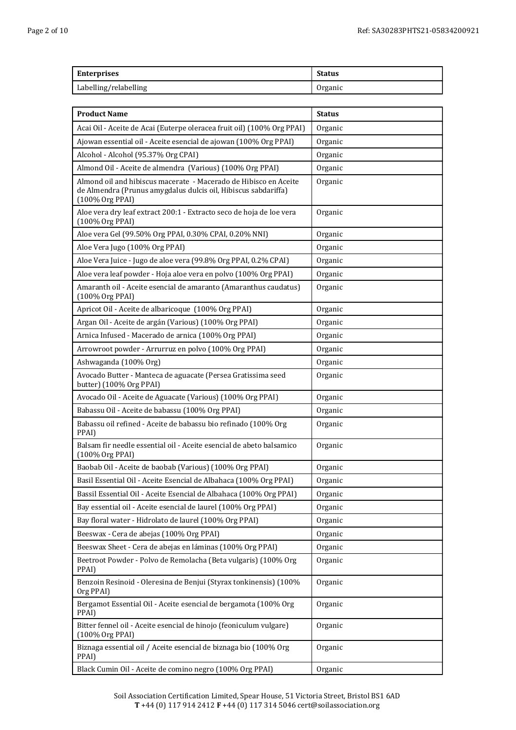| Enterprises | Status |
|---|---|
| Labelling/relabelling | Organic |

| Product Name | Status |
|---|---|
| Acai Oil - Aceite de Acai (Euterpe oleracea fruit oil) (100% Org PPAI) | Organic |
| Ajowan essential oil - Aceite esencial de ajowan (100% Org PPAI) | Organic |
| Alcohol - Alcohol (95.37% Org CPAI) | Organic |
| Almond Oil - Aceite de almendra (Various) (100% Org PPAI) | Organic |
| Almond oil and hibiscus macerate - Macerado de Hibisco en Aceite de Almendra (Prunus amygdalus dulcis oil, Hibiscus sabdariffa) (100% Org PPAI) | Organic |
| Aloe vera dry leaf extract 200:1 - Extracto seco de hoja de loe vera (100% Org PPAI) | Organic |
| Aloe vera Gel (99.50% Org PPAI, 0.30% CPAI, 0.20% NNI) | Organic |
| Aloe Vera Jugo (100% Org PPAI) | Organic |
| Aloe Vera Juice - Jugo de aloe vera (99.8% Org PPAI, 0.2% CPAI) | Organic |
| Aloe vera leaf powder - Hoja aloe vera en polvo (100% Org PPAI) | Organic |
| Amaranth oil - Aceite esencial de amaranto (Amaranthus caudatus) (100% Org PPAI) | Organic |
| Apricot Oil - Aceite de albaricoque (100% Org PPAI) | Organic |
| Argan Oil - Aceite de argán (Various) (100% Org PPAI) | Organic |
| Arnica Infused - Macerado de arnica (100% Org PPAI) | Organic |
| Arrowroot powder - Arrurruz en polvo (100% Org PPAI) | Organic |
| Ashwaganda (100% Org) | Organic |
| Avocado Butter - Manteca de aguacate (Persea Gratissima seed butter) (100% Org PPAI) | Organic |
| Avocado Oil - Aceite de Aguacate (Various) (100% Org PPAI) | Organic |
| Babassu Oil - Aceite de babassu (100% Org PPAI) | Organic |
| Babassu oil refined - Aceite de babassu bio refinado (100% Org PPAI) | Organic |
| Balsam fir needle essential oil - Aceite esencial de abeto balsamico (100% Org PPAI) | Organic |
| Baobab Oil - Aceite de baobab (Various) (100% Org PPAI) | Organic |
| Basil Essential Oil - Aceite Esencial de Albahaca (100% Org PPAI) | Organic |
| Bassil Essential Oil - Aceite Esencial de Albahaca (100% Org PPAI) | Organic |
| Bay essential oil - Aceite esencial de laurel (100% Org PPAI) | Organic |
| Bay floral water - Hidrolato de laurel (100% Org PPAI) | Organic |
| Beeswax - Cera de abejas (100% Org PPAI) | Organic |
| Beeswax Sheet - Cera de abejas en láminas (100% Org PPAI) | Organic |
| Beetroot Powder - Polvo de Remolacha (Beta vulgaris) (100% Org PPAI) | Organic |
| Benzoin Resinoid - Oleresina de Benjui (Styrax tonkinensis) (100% Org PPAI) | Organic |
| Bergamot Essential Oil - Aceite esencial de bergamota (100% Org PPAI) | Organic |
| Bitter fennel oil - Aceite esencial de hinojo (feoniculum vulgare) (100% Org PPAI) | Organic |
| Biznaga essential oil / Aceite esencial de biznaga bio (100% Org PPAI) | Organic |
| Black Cumin Oil - Aceite de comino negro (100% Org PPAI) | Organic |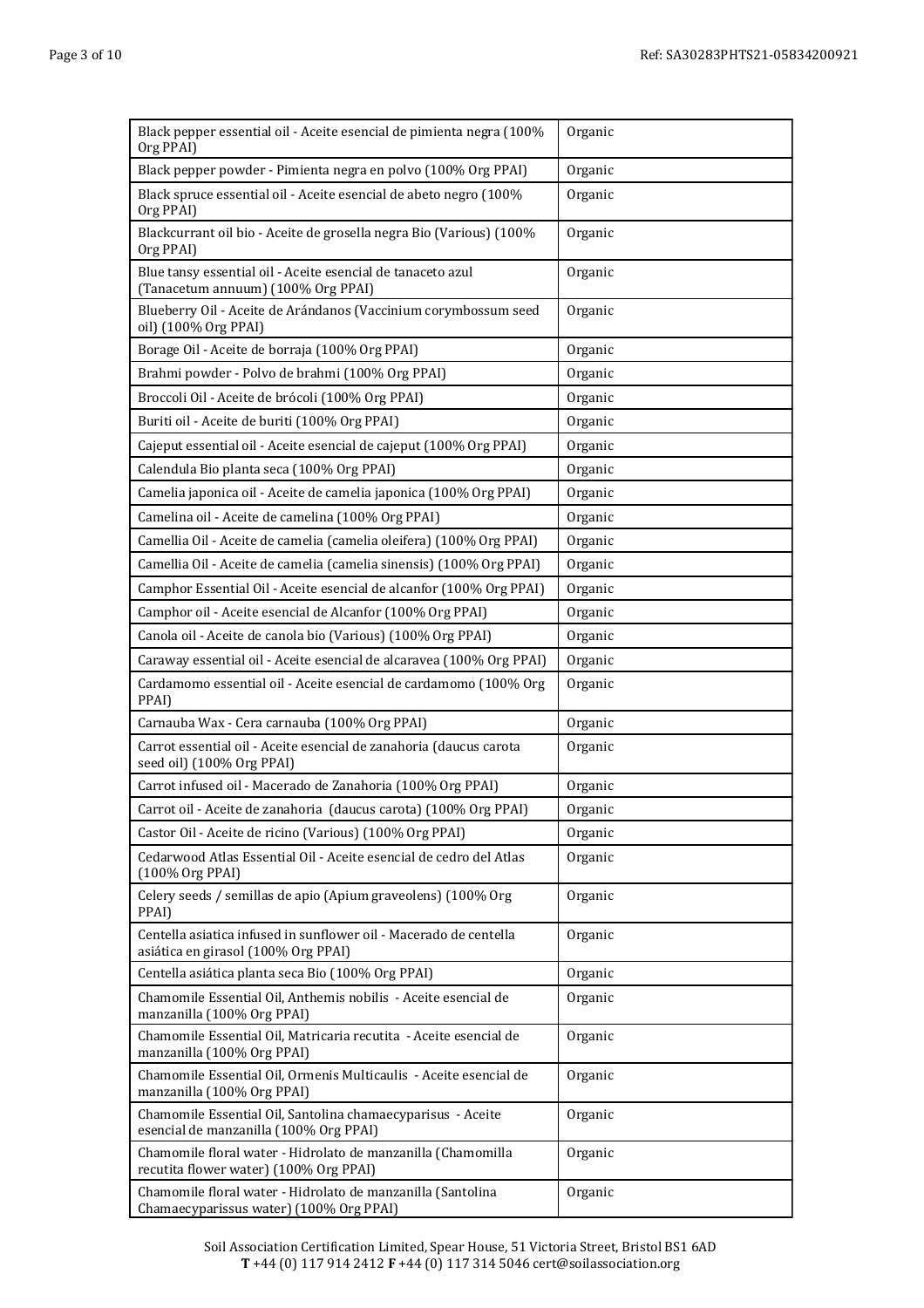| | |
|---|---|
| Black pepper essential oil - Aceite esencial de pimienta negra (100% Org PPAI) | Organic |
| Black pepper powder - Pimienta negra en polvo (100% Org PPAI) | Organic |
| Black spruce essential oil - Aceite esencial de abeto negro (100% Org PPAI) | Organic |
| Blackcurrant oil bio - Aceite de grosella negra Bio (Various) (100% Org PPAI) | Organic |
| Blue tansy essential oil - Aceite esencial de tanaceto azul (Tanacetum annuum) (100% Org PPAI) | Organic |
| Blueberry Oil - Aceite de Arándanos (Vaccinium corymbossum seed oil) (100% Org PPAI) | Organic |
| Borage Oil - Aceite de borraja (100% Org PPAI) | Organic |
| Brahmi powder - Polvo de brahmi (100% Org PPAI) | Organic |
| Broccoli Oil - Aceite de brócoli (100% Org PPAI) | Organic |
| Buriti oil - Aceite de buriti (100% Org PPAI) | Organic |
| Cajeput essential oil - Aceite esencial de cajeput (100% Org PPAI) | Organic |
| Calendula Bio planta seca (100% Org PPAI) | Organic |
| Camelia japonica oil - Aceite de camelia japonica (100% Org PPAI) | Organic |
| Camelina oil - Aceite de camelina (100% Org PPAI) | Organic |
| Camellia Oil - Aceite de camelia (camelia oleifera) (100% Org PPAI) | Organic |
| Camellia Oil - Aceite de camelia (camelia sinensis) (100% Org PPAI) | Organic |
| Camphor Essential Oil - Aceite esencial de alcanfor (100% Org PPAI) | Organic |
| Camphor oil - Aceite esencial de Alcanfor (100% Org PPAI) | Organic |
| Canola oil - Aceite de canola bio (Various) (100% Org PPAI) | Organic |
| Caraway essential oil - Aceite esencial de alcaravea (100% Org PPAI) | Organic |
| Cardamomo essential oil - Aceite esencial de cardamomo (100% Org PPAI) | Organic |
| Carnauba Wax - Cera carnauba (100% Org PPAI) | Organic |
| Carrot essential oil - Aceite esencial de zanahoria (daucus carota seed oil) (100% Org PPAI) | Organic |
| Carrot infused oil - Macerado de Zanahoria (100% Org PPAI) | Organic |
| Carrot oil - Aceite de zanahoria (daucus carota) (100% Org PPAI) | Organic |
| Castor Oil - Aceite de ricino (Various) (100% Org PPAI) | Organic |
| Cedarwood Atlas Essential Oil - Aceite esencial de cedro del Atlas (100% Org PPAI) | Organic |
| Celery seeds / semillas de apio (Apium graveolens) (100% Org PPAI) | Organic |
| Centella asiatica infused in sunflower oil - Macerado de centella asiática en girasol (100% Org PPAI) | Organic |
| Centella asiática planta seca Bio (100% Org PPAI) | Organic |
| Chamomile Essential Oil, Anthemis nobilis - Aceite esencial de manzanilla (100% Org PPAI) | Organic |
| Chamomile Essential Oil, Matricaria recutita - Aceite esencial de manzanilla (100% Org PPAI) | Organic |
| Chamomile Essential Oil, Ormenis Multicaulis - Aceite esencial de manzanilla (100% Org PPAI) | Organic |
| Chamomile Essential Oil, Santolina chamaecyparisus - Aceite esencial de manzanilla (100% Org PPAI) | Organic |
| Chamomile floral water - Hidrolato de manzanilla (Chamomilla recutita flower water) (100% Org PPAI) | Organic |
| Chamomile floral water - Hidrolato de manzanilla (Santolina Chamaecyparissus water) (100% Org PPAI) | Organic |

Soil Association Certification Limited, Spear House, 51 Victoria Street, Bristol BS1 6AD
**T** +44 (0) 117 914 2412 **F** +44 (0) 117 314 5046 cert@soilassociation.org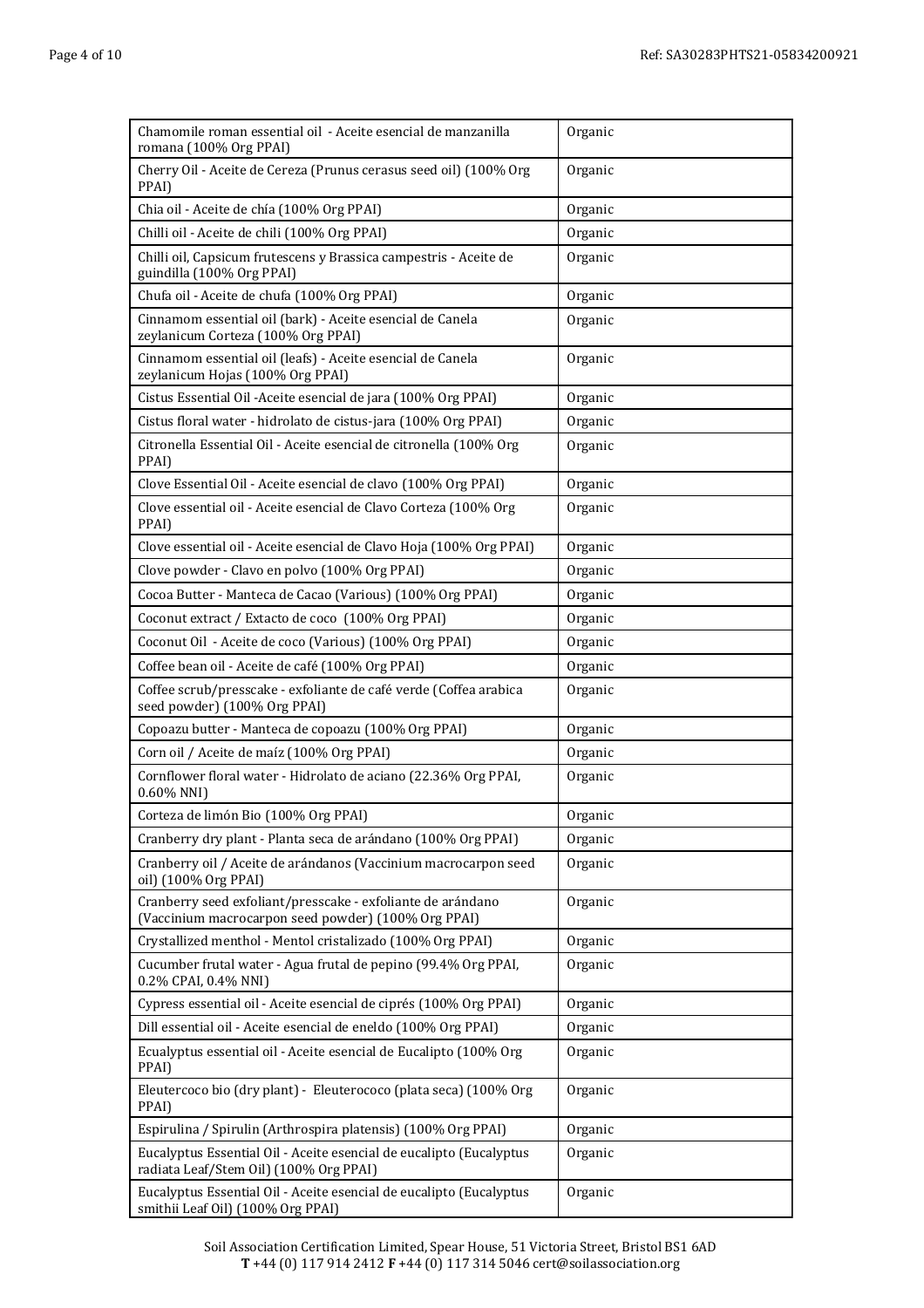| | |
|---|---|
| Chamomile roman essential oil - Aceite esencial de manzanilla romana (100% Org PPAI) | Organic |
| Cherry Oil - Aceite de Cereza (Prunus cerasus seed oil) (100% Org PPAI) | Organic |
| Chia oil - Aceite de chía (100% Org PPAI) | Organic |
| Chilli oil - Aceite de chili (100% Org PPAI) | Organic |
| Chilli oil, Capsicum frutescens y Brassica campestris - Aceite de guindilla (100% Org PPAI) | Organic |
| Chufa oil - Aceite de chufa (100% Org PPAI) | Organic |
| Cinnamom essential oil (bark) - Aceite esencial de Canela zeylanicum Corteza (100% Org PPAI) | Organic |
| Cinnamom essential oil (leafs) - Aceite esencial de Canela zeylanicum Hojas (100% Org PPAI) | Organic |
| Cistus Essential Oil -Aceite esencial de jara (100% Org PPAI) | Organic |
| Cistus floral water - hidrolato de cistus-jara (100% Org PPAI) | Organic |
| Citronella Essential Oil - Aceite esencial de citronella (100% Org PPAI) | Organic |
| Clove Essential Oil - Aceite esencial de clavo (100% Org PPAI) | Organic |
| Clove essential oil - Aceite esencial de Clavo Corteza (100% Org PPAI) | Organic |
| Clove essential oil - Aceite esencial de Clavo Hoja (100% Org PPAI) | Organic |
| Clove powder - Clavo en polvo (100% Org PPAI) | Organic |
| Cocoa Butter - Manteca de Cacao (Various) (100% Org PPAI) | Organic |
| Coconut extract / Extacto de coco (100% Org PPAI) | Organic |
| Coconut Oil - Aceite de coco (Various) (100% Org PPAI) | Organic |
| Coffee bean oil - Aceite de café (100% Org PPAI) | Organic |
| Coffee scrub/presscake - exfoliante de café verde (Coffea arabica seed powder) (100% Org PPAI) | Organic |
| Copoazu butter - Manteca de copoazu (100% Org PPAI) | Organic |
| Corn oil / Aceite de maíz (100% Org PPAI) | Organic |
| Cornflower floral water - Hidrolato de aciano (22.36% Org PPAI, 0.60% NNI) | Organic |
| Corteza de limón Bio (100% Org PPAI) | Organic |
| Cranberry dry plant - Planta seca de arándano (100% Org PPAI) | Organic |
| Cranberry oil / Aceite de arándanos (Vaccinium macrocarpon seed oil) (100% Org PPAI) | Organic |
| Cranberry seed exfoliant/presscake - exfoliante de arándano (Vaccinium macrocarpon seed powder) (100% Org PPAI) | Organic |
| Crystallized menthol - Mentol cristalizado (100% Org PPAI) | Organic |
| Cucumber frutal water - Agua frutal de pepino (99.4% Org PPAI, 0.2% CPAI, 0.4% NNI) | Organic |
| Cypress essential oil - Aceite esencial de ciprés (100% Org PPAI) | Organic |
| Dill essential oil - Aceite esencial de eneldo (100% Org PPAI) | Organic |
| Ecualyptus essential oil - Aceite esencial de Eucalipto (100% Org PPAI) | Organic |
| Eleutercoco bio (dry plant) - Eleuterococo (plata seca) (100% Org PPAI) | Organic |
| Espirulina / Spirulin (Arthrospira platensis) (100% Org PPAI) | Organic |
| Eucalyptus Essential Oil - Aceite esencial de eucalipto (Eucalyptus radiata Leaf/Stem Oil) (100% Org PPAI) | Organic |
| Eucalyptus Essential Oil - Aceite esencial de eucalipto (Eucalyptus smithii Leaf Oil) (100% Org PPAI) | Organic |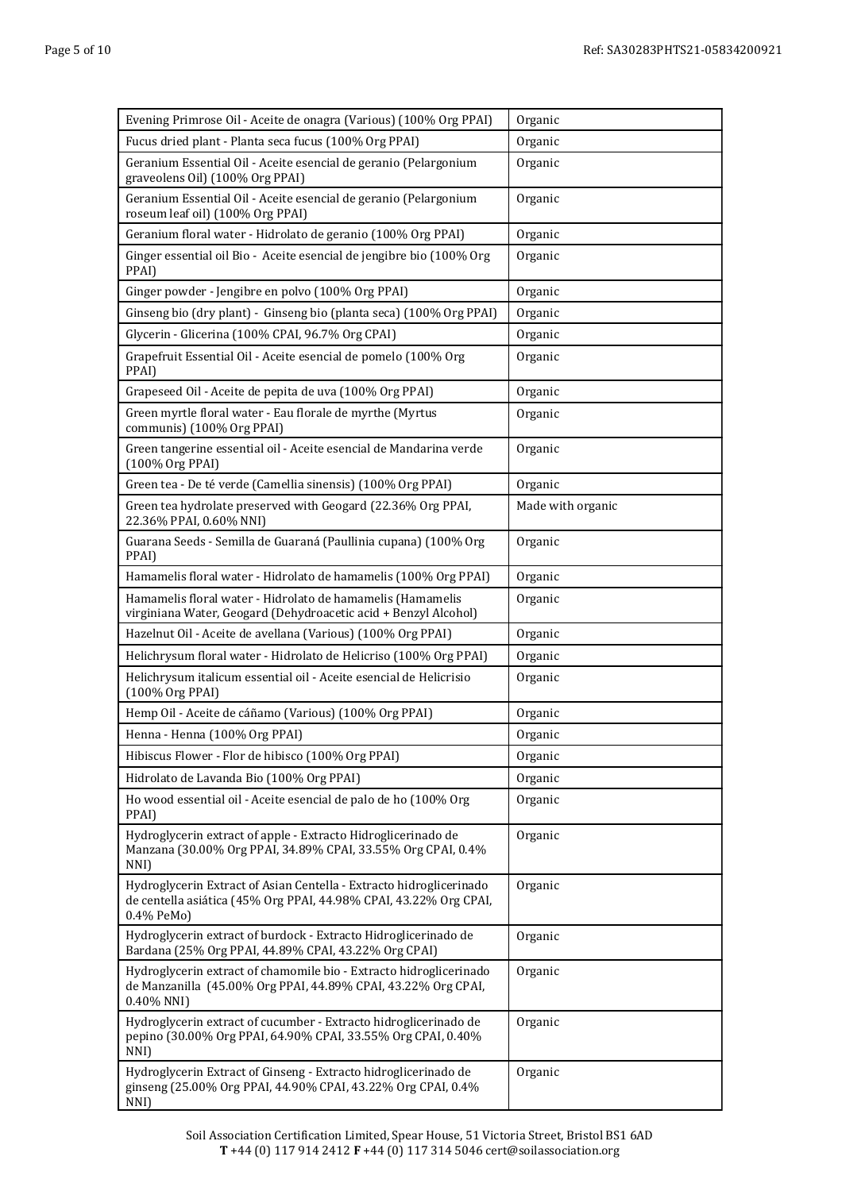| | |
|---|---|
| Evening Primrose Oil - Aceite de onagra (Various) (100% Org PPAI) | Organic |
| Fucus dried plant - Planta seca fucus (100% Org PPAI) | Organic |
| Geranium Essential Oil - Aceite esencial de geranio (Pelargonium graveolens Oil) (100% Org PPAI) | Organic |
| Geranium Essential Oil - Aceite esencial de geranio (Pelargonium roseum leaf oil) (100% Org PPAI) | Organic |
| Geranium floral water - Hidrolato de geranio (100% Org PPAI) | Organic |
| Ginger essential oil Bio - Aceite esencial de jengibre bio (100% Org PPAI) | Organic |
| Ginger powder - Jengibre en polvo (100% Org PPAI) | Organic |
| Ginseng bio (dry plant) - Ginseng bio (planta seca) (100% Org PPAI) | Organic |
| Glycerin - Glicerina (100% CPAI, 96.7% Org CPAI) | Organic |
| Grapefruit Essential Oil - Aceite esencial de pomelo (100% Org PPAI) | Organic |
| Grapeseed Oil - Aceite de pepita de uva (100% Org PPAI) | Organic |
| Green myrtle floral water - Eau florale de myrthe (Myrtus communis) (100% Org PPAI) | Organic |
| Green tangerine essential oil - Aceite esencial de Mandarina verde (100% Org PPAI) | Organic |
| Green tea - De té verde (Camellia sinensis) (100% Org PPAI) | Organic |
| Green tea hydrolate preserved with Geogard (22.36% Org PPAI, 22.36% PPAI, 0.60% NNI) | Made with organic |
| Guarana Seeds - Semilla de Guaraná (Paullinia cupana) (100% Org PPAI) | Organic |
| Hamamelis floral water - Hidrolato de hamamelis (100% Org PPAI) | Organic |
| Hamamelis floral water - Hidrolato de hamamelis (Hamamelis virginiana Water, Geogard (Dehydroacetic acid + Benzyl Alcohol) | Organic |
| Hazelnut Oil - Aceite de avellana (Various) (100% Org PPAI) | Organic |
| Helichrysum floral water - Hidrolato de Helicriso (100% Org PPAI) | Organic |
| Helichrysum italicum essential oil - Aceite esencial de Helicrisio (100% Org PPAI) | Organic |
| Hemp Oil - Aceite de cáñamo (Various) (100% Org PPAI) | Organic |
| Henna - Henna (100% Org PPAI) | Organic |
| Hibiscus Flower - Flor de hibisco (100% Org PPAI) | Organic |
| Hidrolato de Lavanda Bio (100% Org PPAI) | Organic |
| Ho wood essential oil - Aceite esencial de palo de ho (100% Org PPAI) | Organic |
| Hydroglycerin extract of apple - Extracto Hidroglicerinado de Manzana (30.00% Org PPAI, 34.89% CPAI, 33.55% Org CPAI, 0.4% NNI) | Organic |
| Hydroglycerin Extract of Asian Centella - Extracto hidroglicerinado de centella asiática (45% Org PPAI, 44.98% CPAI, 43.22% Org CPAI, 0.4% PeMo) | Organic |
| Hydroglycerin extract of burdock - Extracto Hidroglicerinado de Bardana (25% Org PPAI, 44.89% CPAI, 43.22% Org CPAI) | Organic |
| Hydroglycerin extract of chamomile bio - Extracto hidroglicerinado de Manzanilla (45.00% Org PPAI, 44.89% CPAI, 43.22% Org CPAI, 0.40% NNI) | Organic |
| Hydroglycerin extract of cucumber - Extracto hidroglicerinado de pepino (30.00% Org PPAI, 64.90% CPAI, 33.55% Org CPAI, 0.40% NNI) | Organic |
| Hydroglycerin Extract of Ginseng - Extracto hidroglicerinado de ginseng (25.00% Org PPAI, 44.90% CPAI, 43.22% Org CPAI, 0.4% NNI) | Organic |

Soil Association Certification Limited, Spear House, 51 Victoria Street, Bristol BS1 6AD
**T** +44 (0) 117 914 2412 **F** +44 (0) 117 314 5046 cert@soilassociation.org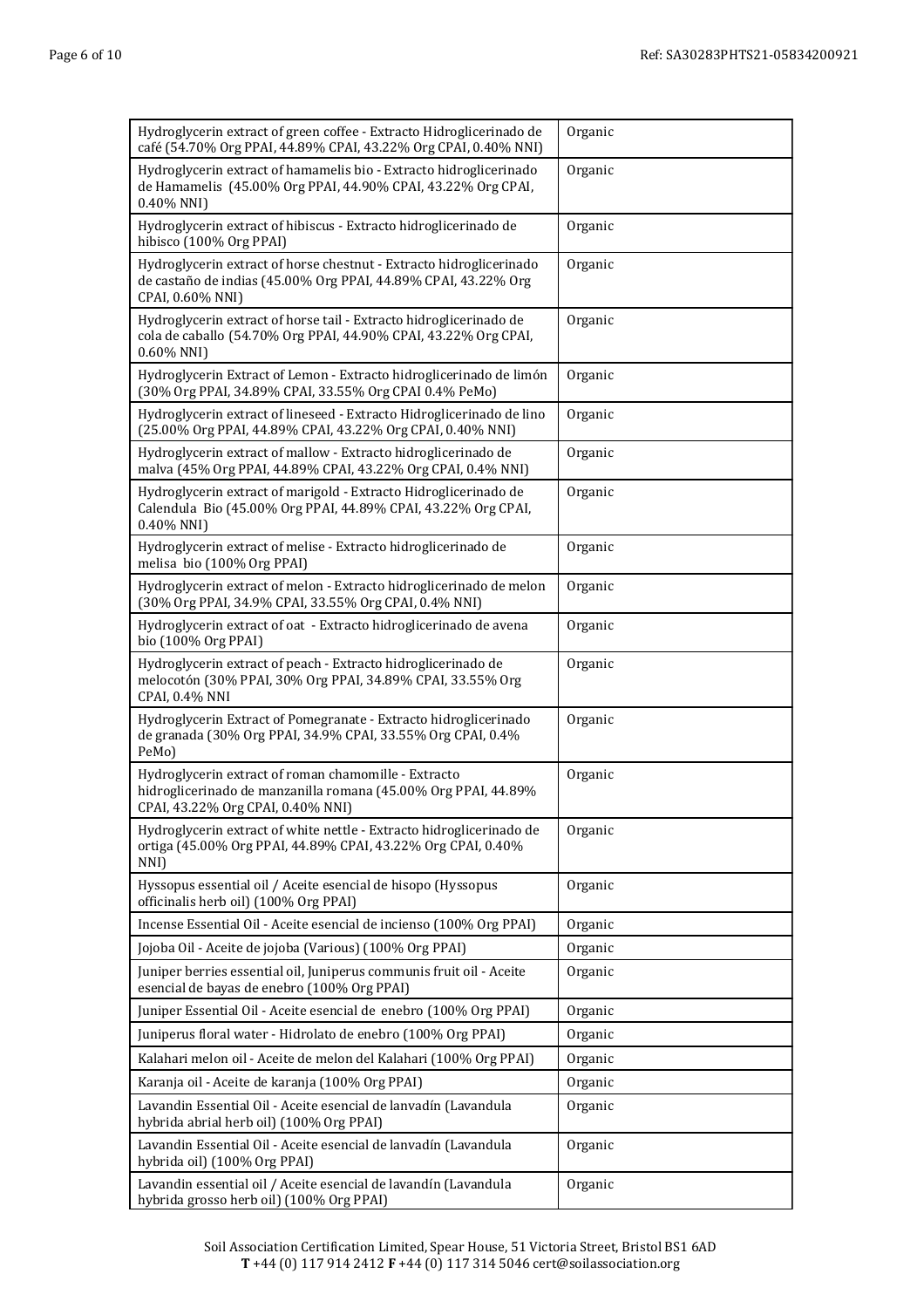| | |
|---|---|
| Hydroglycerin extract of green coffee - Extracto Hidroglicerinado de café (54.70% Org PPAI, 44.89% CPAI, 43.22% Org CPAI, 0.40% NNI) | Organic |
| Hydroglycerin extract of hamamelis bio - Extracto hidroglicerinado de Hamamelis (45.00% Org PPAI, 44.90% CPAI, 43.22% Org CPAI, 0.40% NNI) | Organic |
| Hydroglycerin extract of hibiscus - Extracto hidroglicerinado de hibisco (100% Org PPAI) | Organic |
| Hydroglycerin extract of horse chestnut - Extracto hidroglicerinado de castaño de indias (45.00% Org PPAI, 44.89% CPAI, 43.22% Org CPAI, 0.60% NNI) | Organic |
| Hydroglycerin extract of horse tail - Extracto hidroglicerinado de cola de caballo (54.70% Org PPAI, 44.90% CPAI, 43.22% Org CPAI, 0.60% NNI) | Organic |
| Hydroglycerin Extract of Lemon - Extracto hidroglicerinado de limón (30% Org PPAI, 34.89% CPAI, 33.55% Org CPAI 0.4% PeMo) | Organic |
| Hydroglycerin extract of lineseed - Extracto Hidroglicerinado de lino (25.00% Org PPAI, 44.89% CPAI, 43.22% Org CPAI, 0.40% NNI) | Organic |
| Hydroglycerin extract of mallow - Extracto hidroglicerinado de malva (45% Org PPAI, 44.89% CPAI, 43.22% Org CPAI, 0.4% NNI) | Organic |
| Hydroglycerin extract of marigold - Extracto Hidroglicerinado de Calendula Bio (45.00% Org PPAI, 44.89% CPAI, 43.22% Org CPAI, 0.40% NNI) | Organic |
| Hydroglycerin extract of melise - Extracto hidroglicerinado de melisa bio (100% Org PPAI) | Organic |
| Hydroglycerin extract of melon - Extracto hidroglicerinado de melon (30% Org PPAI, 34.9% CPAI, 33.55% Org CPAI, 0.4% NNI) | Organic |
| Hydroglycerin extract of oat - Extracto hidroglicerinado de avena bio (100% Org PPAI) | Organic |
| Hydroglycerin extract of peach - Extracto hidroglicerinado de melocotón (30% PPAI, 30% Org PPAI, 34.89% CPAI, 33.55% Org CPAI, 0.4% NNI | Organic |
| Hydroglycerin Extract of Pomegranate - Extracto hidroglicerinado de granada (30% Org PPAI, 34.9% CPAI, 33.55% Org CPAI, 0.4% PeMo) | Organic |
| Hydroglycerin extract of roman chamomille - Extracto hidroglicerinado de manzanilla romana (45.00% Org PPAI, 44.89% CPAI, 43.22% Org CPAI, 0.40% NNI) | Organic |
| Hydroglycerin extract of white nettle - Extracto hidroglicerinado de ortiga (45.00% Org PPAI, 44.89% CPAI, 43.22% Org CPAI, 0.40% NNI) | Organic |
| Hyssopus essential oil / Aceite esencial de hisopo (Hyssopus officinalis herb oil) (100% Org PPAI) | Organic |
| Incense Essential Oil - Aceite esencial de incienso (100% Org PPAI) | Organic |
| Jojoba Oil - Aceite de jojoba (Various) (100% Org PPAI) | Organic |
| Juniper berries essential oil, Juniperus communis fruit oil - Aceite esencial de bayas de enebro (100% Org PPAI) | Organic |
| Juniper Essential Oil - Aceite esencial de enebro (100% Org PPAI) | Organic |
| Juniperus floral water - Hidrolato de enebro (100% Org PPAI) | Organic |
| Kalahari melon oil - Aceite de melon del Kalahari (100% Org PPAI) | Organic |
| Karanja oil - Aceite de karanja (100% Org PPAI) | Organic |
| Lavandin Essential Oil - Aceite esencial de lanvadín (Lavandula hybrida abrial herb oil) (100% Org PPAI) | Organic |
| Lavandin Essential Oil - Aceite esencial de lanvadín (Lavandula hybrida oil) (100% Org PPAI) | Organic |
| Lavandin essential oil / Aceite esencial de lavandín (Lavandula hybrida grosso herb oil) (100% Org PPAI) | Organic |

Soil Association Certification Limited, Spear House, 51 Victoria Street, Bristol BS1 6AD
**T** +44 (0) 117 914 2412 **F** +44 (0) 117 314 5046 cert@soilassociation.org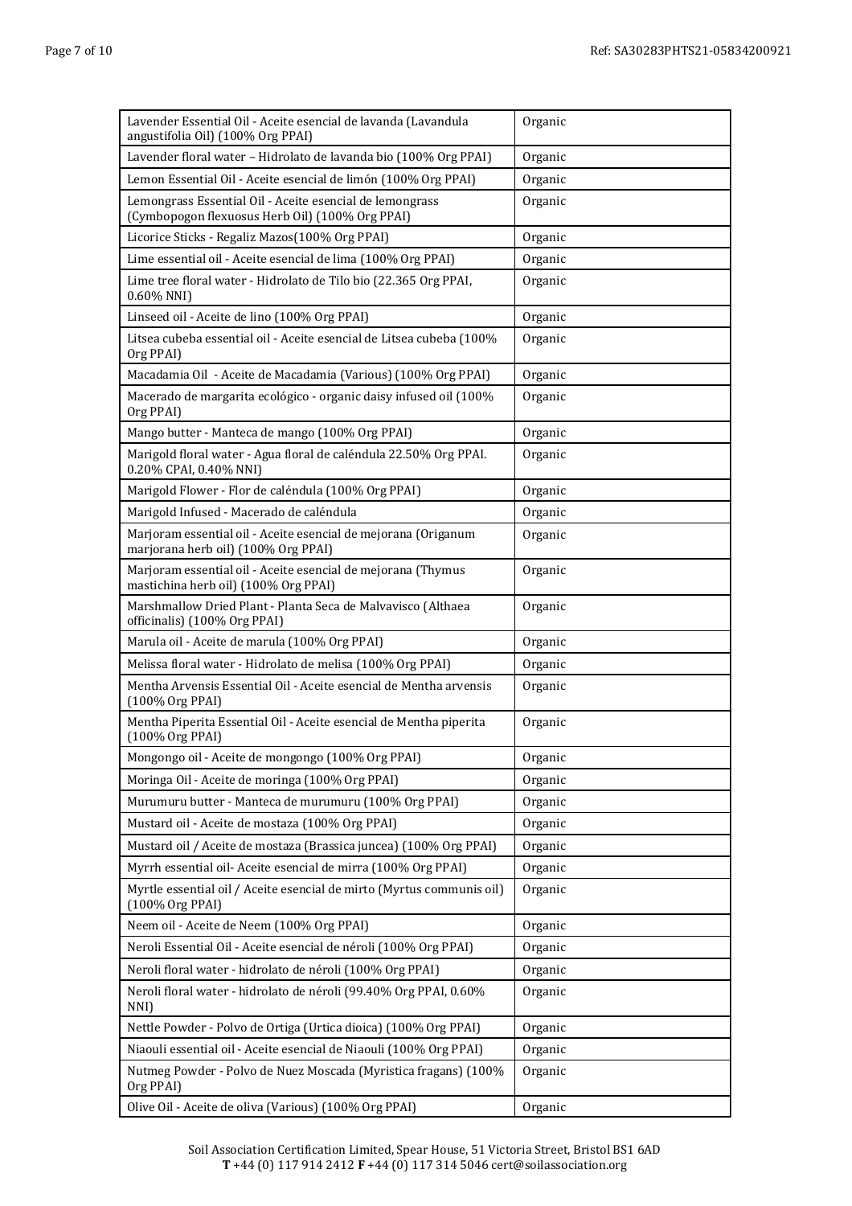| | |
|---|---|
| Lavender Essential Oil - Aceite esencial de lavanda (Lavandula angustifolia Oil) (100% Org PPAI) | Organic |
| Lavender floral water – Hidrolato de lavanda bio (100% Org PPAI) | Organic |
| Lemon Essential Oil - Aceite esencial de limón (100% Org PPAI) | Organic |
| Lemongrass Essential Oil - Aceite esencial de lemongrass (Cymbopogon flexuosus Herb Oil) (100% Org PPAI) | Organic |
| Licorice Sticks - Regaliz Mazos(100% Org PPAI) | Organic |
| Lime essential oil - Aceite esencial de lima (100% Org PPAI) | Organic |
| Lime tree floral water - Hidrolato de Tilo bio (22.365 Org PPAI, 0.60% NNI) | Organic |
| Linseed oil - Aceite de lino (100% Org PPAI) | Organic |
| Litsea cubeba essential oil - Aceite esencial de Litsea cubeba (100% Org PPAI) | Organic |
| Macadamia Oil - Aceite de Macadamia (Various) (100% Org PPAI) | Organic |
| Macerado de margarita ecológico - organic daisy infused oil (100% Org PPAI) | Organic |
| Mango butter - Manteca de mango (100% Org PPAI) | Organic |
| Marigold floral water - Agua floral de caléndula 22.50% Org PPAI. 0.20% CPAI, 0.40% NNI) | Organic |
| Marigold Flower - Flor de caléndula (100% Org PPAI) | Organic |
| Marigold Infused - Macerado de caléndula | Organic |
| Marjoram essential oil - Aceite esencial de mejorana (Origanum marjorana herb oil) (100% Org PPAI) | Organic |
| Marjoram essential oil - Aceite esencial de mejorana (Thymus mastichina herb oil) (100% Org PPAI) | Organic |
| Marshmallow Dried Plant - Planta Seca de Malvavisco (Althaea officinalis) (100% Org PPAI) | Organic |
| Marula oil - Aceite de marula (100% Org PPAI) | Organic |
| Melissa floral water - Hidrolato de melisa (100% Org PPAI) | Organic |
| Mentha Arvensis Essential Oil - Aceite esencial de Mentha arvensis (100% Org PPAI) | Organic |
| Mentha Piperita Essential Oil - Aceite esencial de Mentha piperita (100% Org PPAI) | Organic |
| Mongongo oil - Aceite de mongongo (100% Org PPAI) | Organic |
| Moringa Oil - Aceite de moringa (100% Org PPAI) | Organic |
| Murumuru butter - Manteca de murumuru (100% Org PPAI) | Organic |
| Mustard oil - Aceite de mostaza (100% Org PPAI) | Organic |
| Mustard oil / Aceite de mostaza (Brassica juncea) (100% Org PPAI) | Organic |
| Myrrh essential oil- Aceite esencial de mirra (100% Org PPAI) | Organic |
| Myrtle essential oil / Aceite esencial de mirto (Myrtus communis oil) (100% Org PPAI) | Organic |
| Neem oil - Aceite de Neem (100% Org PPAI) | Organic |
| Neroli Essential Oil - Aceite esencial de néroli (100% Org PPAI) | Organic |
| Neroli floral water - hidrolato de néroli (100% Org PPAI) | Organic |
| Neroli floral water - hidrolato de néroli (99.40% Org PPAI, 0.60% NNI) | Organic |
| Nettle Powder - Polvo de Ortiga (Urtica dioica) (100% Org PPAI) | Organic |
| Niaouli essential oil - Aceite esencial de Niaouli (100% Org PPAI) | Organic |
| Nutmeg Powder - Polvo de Nuez Moscada (Myristica fragans) (100% Org PPAI) | Organic |
| Olive Oil - Aceite de oliva (Various) (100% Org PPAI) | Organic |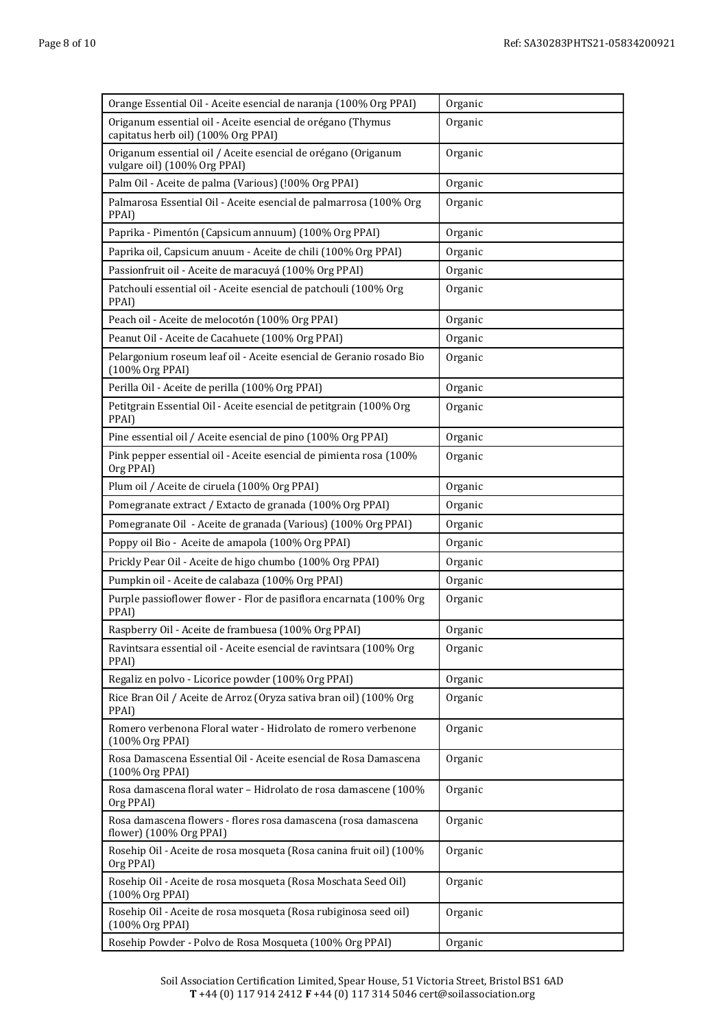| Orange Essential Oil - Aceite esencial de naranja (100% Org PPAI) | Organic |
|---|---|
| Origanum essential oil - Aceite esencial de orégano (Thymus capitatus herb oil) (100% Org PPAI) | Organic |
| Origanum essential oil / Aceite esencial de orégano (Origanum vulgare oil) (100% Org PPAI) | Organic |
| Palm Oil - Aceite de palma (Various) (!00% Org PPAI) | Organic |
| Palmarosa Essential Oil - Aceite esencial de palmarrosa (100% Org PPAI) | Organic |
| Paprika - Pimentón (Capsicum annuum) (100% Org PPAI) | Organic |
| Paprika oil, Capsicum anuum - Aceite de chili (100% Org PPAI) | Organic |
| Passionfruit oil - Aceite de maracuyá (100% Org PPAI) | Organic |
| Patchouli essential oil - Aceite esencial de patchouli (100% Org PPAI) | Organic |
| Peach oil - Aceite de melocotón (100% Org PPAI) | Organic |
| Peanut Oil - Aceite de Cacahuete (100% Org PPAI) | Organic |
| Pelargonium roseum leaf oil - Aceite esencial de Geranio rosado Bio (100% Org PPAI) | Organic |
| Perilla Oil - Aceite de perilla (100% Org PPAI) | Organic |
| Petitgrain Essential Oil - Aceite esencial de petitgrain (100% Org PPAI) | Organic |
| Pine essential oil / Aceite esencial de pino (100% Org PPAI) | Organic |
| Pink pepper essential oil - Aceite esencial de pimienta rosa (100% Org PPAI) | Organic |
| Plum oil / Aceite de ciruela (100% Org PPAI) | Organic |
| Pomegranate extract / Extacto de granada (100% Org PPAI) | Organic |
| Pomegranate Oil - Aceite de granada (Various) (100% Org PPAI) | Organic |
| Poppy oil Bio - Aceite de amapola (100% Org PPAI) | Organic |
| Prickly Pear Oil - Aceite de higo chumbo (100% Org PPAI) | Organic |
| Pumpkin oil - Aceite de calabaza (100% Org PPAI) | Organic |
| Purple passioflower flower - Flor de pasiflora encarnata (100% Org PPAI) | Organic |
| Raspberry Oil - Aceite de frambuesa (100% Org PPAI) | Organic |
| Ravintsara essential oil - Aceite esencial de ravintsara (100% Org PPAI) | Organic |
| Regaliz en polvo - Licorice powder (100% Org PPAI) | Organic |
| Rice Bran Oil / Aceite de Arroz (Oryza sativa bran oil) (100% Org PPAI) | Organic |
| Romero verbenona Floral water - Hidrolato de romero verbenone (100% Org PPAI) | Organic |
| Rosa Damascena Essential Oil - Aceite esencial de Rosa Damascena (100% Org PPAI) | Organic |
| Rosa damascena floral water – Hidrolato de rosa damascene (100% Org PPAI) | Organic |
| Rosa damascena flowers - flores rosa damascena (rosa damascena flower) (100% Org PPAI) | Organic |
| Rosehip Oil - Aceite de rosa mosqueta (Rosa canina fruit oil) (100% Org PPAI) | Organic |
| Rosehip Oil - Aceite de rosa mosqueta (Rosa Moschata Seed Oil) (100% Org PPAI) | Organic |
| Rosehip Oil - Aceite de rosa mosqueta (Rosa rubiginosa seed oil) (100% Org PPAI) | Organic |
| Rosehip Powder - Polvo de Rosa Mosqueta (100% Org PPAI) | Organic |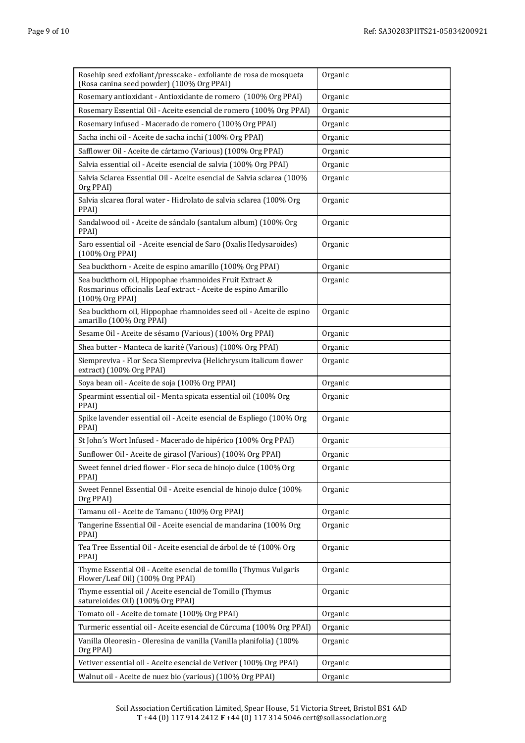| | |
|---|---|
| Rosehip seed exfoliant/presscake - exfoliante de rosa de mosqueta (Rosa canina seed powder) (100% Org PPAI) | Organic |
| Rosemary antioxidant - Antioxidante de romero (100% Org PPAI) | Organic |
| Rosemary Essential Oil - Aceite esencial de romero (100% Org PPAI) | Organic |
| Rosemary infused - Macerado de romero (100% Org PPAI) | Organic |
| Sacha inchi oil - Aceite de sacha inchi (100% Org PPAI) | Organic |
| Safflower Oil - Aceite de cártamo (Various) (100% Org PPAI) | Organic |
| Salvia essential oil - Aceite esencial de salvia (100% Org PPAI) | Organic |
| Salvia Sclarea Essential Oil - Aceite esencial de Salvia sclarea (100% Org PPAI) | Organic |
| Salvia slcarea floral water - Hidrolato de salvia sclarea (100% Org PPAI) | Organic |
| Sandalwood oil - Aceite de sándalo (santalum album) (100% Org PPAI) | Organic |
| Saro essential oil - Aceite esencial de Saro (Oxalis Hedysaroides) (100% Org PPAI) | Organic |
| Sea buckthorn - Aceite de espino amarillo (100% Org PPAI) | Organic |
| Sea buckthorn oil, Hippophae rhamnoides Fruit Extract & Rosmarinus officinalis Leaf extract - Aceite de espino Amarillo (100% Org PPAI) | Organic |
| Sea buckthorn oil, Hippophae rhamnoides seed oil - Aceite de espino amarillo (100% Org PPAI) | Organic |
| Sesame Oil - Aceite de sésamo (Various) (100% Org PPAI) | Organic |
| Shea butter - Manteca de karité (Various) (100% Org PPAI) | Organic |
| Siempreviva - Flor Seca Siempreviva (Helichrysum italicum flower extract) (100% Org PPAI) | Organic |
| Soya bean oil - Aceite de soja (100% Org PPAI) | Organic |
| Spearmint essential oil - Menta spicata essential oil (100% Org PPAI) | Organic |
| Spike lavender essential oil - Aceite esencial de Espliego (100% Org PPAI) | Organic |
| St John´s Wort Infused - Macerado de hipérico (100% Org PPAI) | Organic |
| Sunflower Oil - Aceite de girasol (Various) (100% Org PPAI) | Organic |
| Sweet fennel dried flower - Flor seca de hinojo dulce (100% Org PPAI) | Organic |
| Sweet Fennel Essential Oil - Aceite esencial de hinojo dulce (100% Org PPAI) | Organic |
| Tamanu oil - Aceite de Tamanu (100% Org PPAI) | Organic |
| Tangerine Essential Oil - Aceite esencial de mandarina (100% Org PPAI) | Organic |
| Tea Tree Essential Oil - Aceite esencial de árbol de té (100% Org PPAI) | Organic |
| Thyme Essential Oil - Aceite esencial de tomillo (Thymus Vulgaris Flower/Leaf Oil) (100% Org PPAI) | Organic |
| Thyme essential oil / Aceite esencial de Tomillo (Thymus satureioides Oil) (100% Org PPAI) | Organic |
| Tomato oil - Aceite de tomate (100% Org PPAI) | Organic |
| Turmeric essential oil - Aceite esencial de Cúrcuma (100% Org PPAI) | Organic |
| Vanilla Oleoresin - Oleresina de vanilla (Vanilla planifolia) (100% Org PPAI) | Organic |
| Vetiver essential oil - Aceite esencial de Vetiver (100% Org PPAI) | Organic |
| Walnut oil - Aceite de nuez bio (various) (100% Org PPAI) | Organic |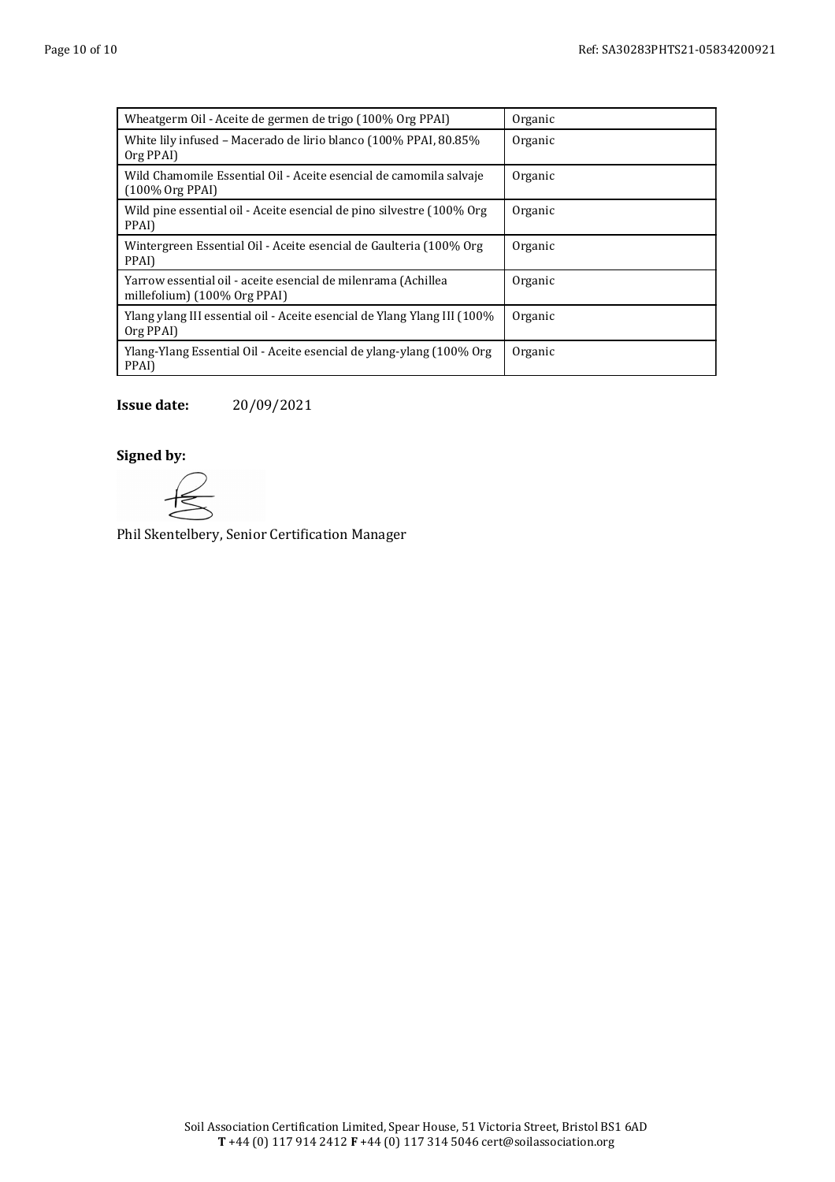| | |
|---|---|
| Wheatgerm Oil - Aceite de germen de trigo (100% Org PPAI) | Organic |
| White lily infused – Macerado de lirio blanco (100% PPAI, 80.85% Org PPAI) | Organic |
| Wild Chamomile Essential Oil - Aceite esencial de camomila salvaje (100% Org PPAI) | Organic |
| Wild pine essential oil - Aceite esencial de pino silvestre (100% Org PPAI) | Organic |
| Wintergreen Essential Oil - Aceite esencial de Gaulteria (100% Org PPAI) | Organic |
| Yarrow essential oil - aceite esencial de milenrama (Achillea millefolium) (100% Org PPAI) | Organic |
| Ylang ylang III essential oil - Aceite esencial de Ylang Ylang III (100% Org PPAI) | Organic |
| Ylang-Ylang Essential Oil - Aceite esencial de ylang-ylang (100% Org PPAI) | Organic |

**Issue date:** 20/09/2021

**Signed by:**

Phil Skentelbery, Senior Certification Manager

Soil Association Certification Limited, Spear House, 51 Victoria Street, Bristol BS1 6AD
**T** +44 (0) 117 914 2412 **F** +44 (0) 117 314 5046 cert@soilassociation.org